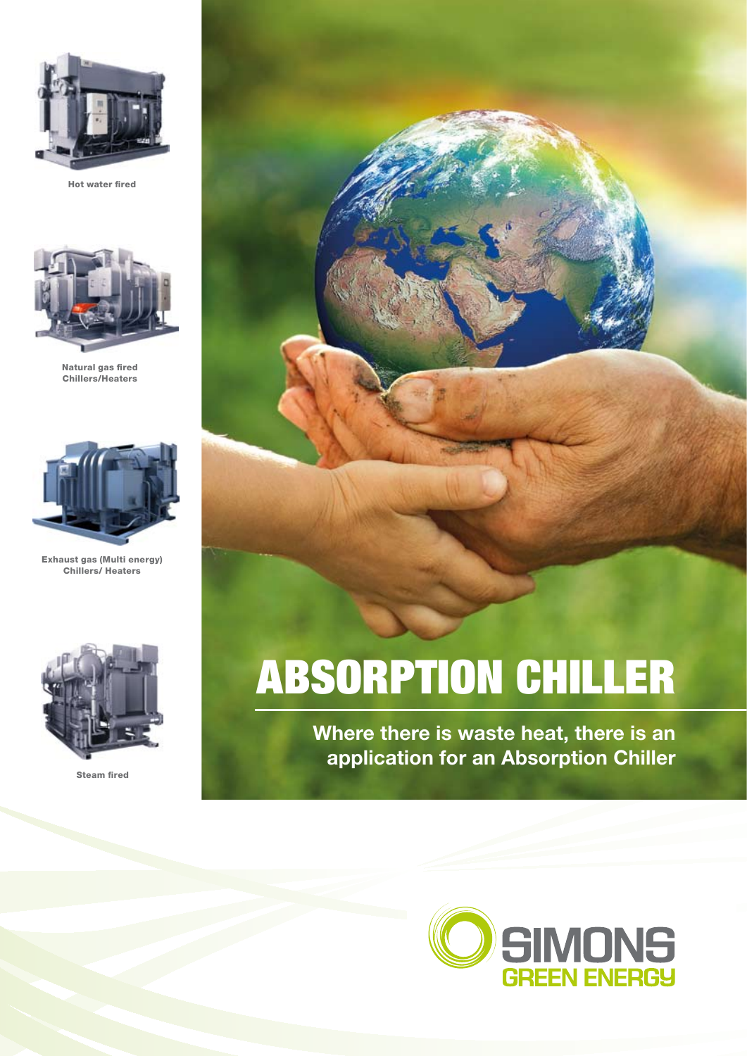Hot water fired

Natural gas fired
Chillers/Heaters

Exhaust gas (Multi energy)
Chillers/ Heaters

Steam fired

# ABSORPTION CHILLER

**Where there is waste heat, there is an application for an Absorption Chiller**

SIMONS
GREEN ENERGY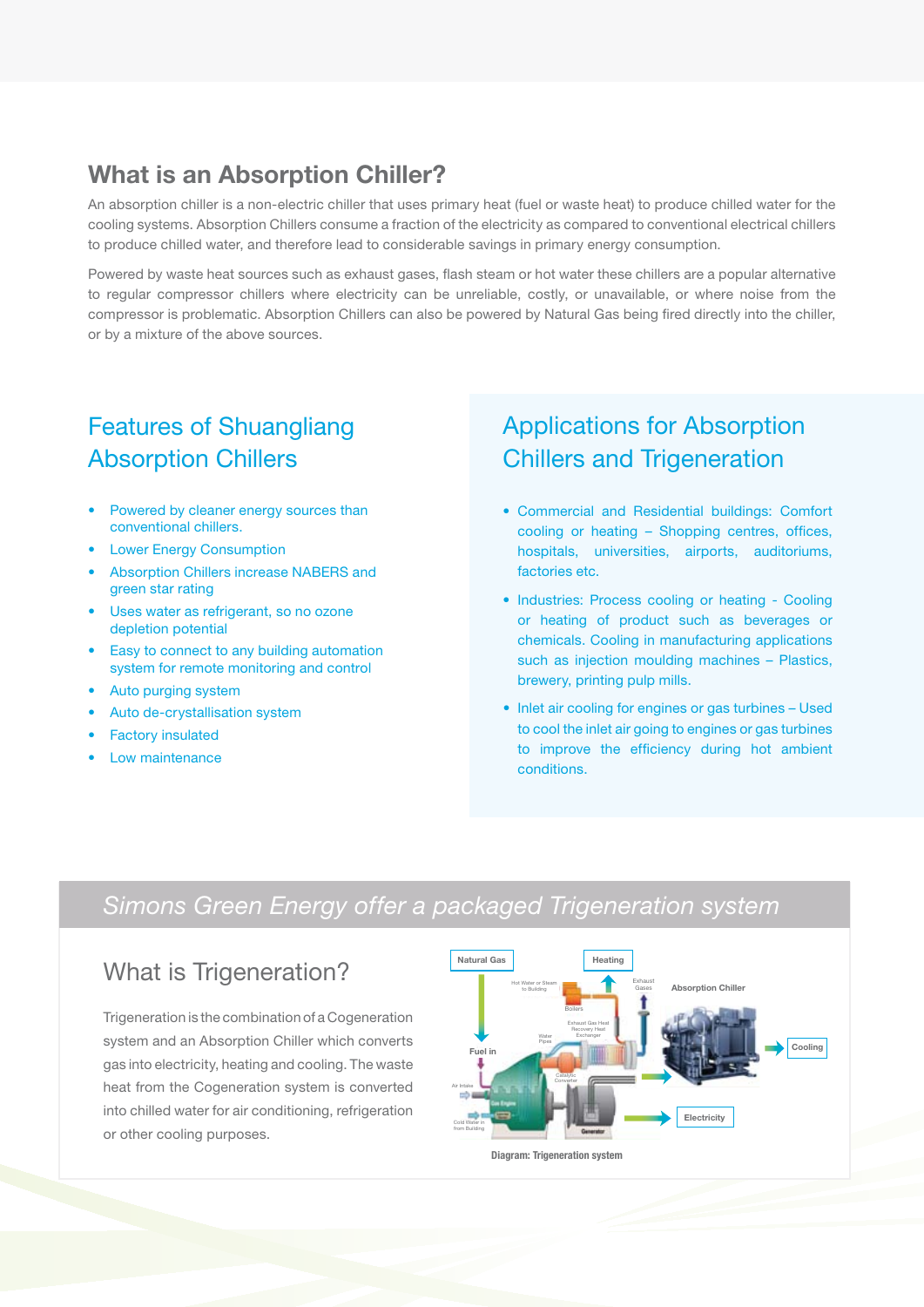## What is an Absorption Chiller?

An absorption chiller is a non-electric chiller that uses primary heat (fuel or waste heat) to produce chilled water for the cooling systems. Absorption Chillers consume a fraction of the electricity as compared to conventional electrical chillers to produce chilled water, and therefore lead to considerable savings in primary energy consumption.

Powered by waste heat sources such as exhaust gases, flash steam or hot water these chillers are a popular alternative to regular compressor chillers where electricity can be unreliable, costly, or unavailable, or where noise from the compressor is problematic. Absorption Chillers can also be powered by Natural Gas being fired directly into the chiller, or by a mixture of the above sources.

## Features of Shuangliang Absorption Chillers

- Powered by cleaner energy sources than conventional chillers.
- Lower Energy Consumption
- Absorption Chillers increase NABERS and green star rating
- Uses water as refrigerant, so no ozone depletion potential
- Easy to connect to any building automation system for remote monitoring and control
- Auto purging system
- Auto de-crystallisation system
- Factory insulated
- Low maintenance

## Applications for Absorption Chillers and Trigeneration

- Commercial and Residential buildings: Comfort cooling or heating – Shopping centres, offices, hospitals, universities, airports, auditoriums, factories etc.
- Industries: Process cooling or heating - Cooling or heating of product such as beverages or chemicals. Cooling in manufacturing applications such as injection moulding machines – Plastics, brewery, printing pulp mills.
- Inlet air cooling for engines or gas turbines – Used to cool the inlet air going to engines or gas turbines to improve the efficiency during hot ambient conditions.

## *Simons Green Energy offer a packaged Trigeneration system*

### What is Trigeneration?

Trigeneration is the combination of a Cogeneration system and an Absorption Chiller which converts gas into electricity, heating and cooling. The waste heat from the Cogeneration system is converted into chilled water for air conditioning, refrigeration or other cooling purposes.

Diagram: Trigeneration system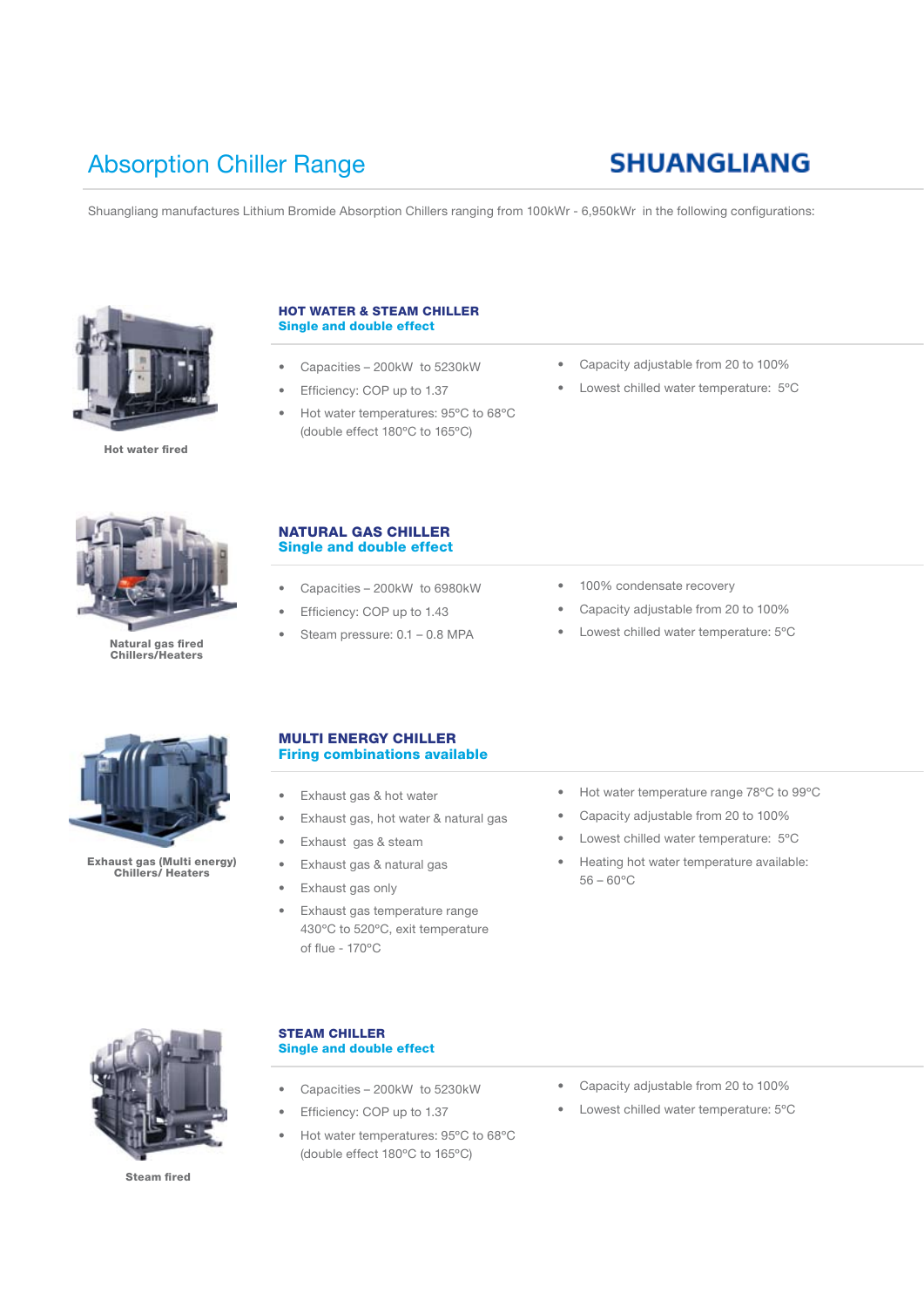# Absorption Chiller Range

**SHUANGLIANG**

Shuangliang manufactures Lithium Bromide Absorption Chillers ranging from 100kWr - 6,950kWr in the following configurations:

Hot water fired

## HOT WATER & STEAM CHILLER
### Single and double effect

- Capacities – 200kW to 5230kW
- Efficiency: COP up to 1.37
- Hot water temperatures: 95ºC to 68ºC (double effect 180ºC to 165ºC)
- Capacity adjustable from 20 to 100%
- Lowest chilled water temperature: 5ºC

Natural gas fired Chillers/Heaters

## NATURAL GAS CHILLER
### Single and double effect

- Capacities – 200kW to 6980kW
- Efficiency: COP up to 1.43
- Steam pressure: 0.1 – 0.8 MPA
- 100% condensate recovery
- Capacity adjustable from 20 to 100%
- Lowest chilled water temperature: 5ºC

Exhaust gas (Multi energy) Chillers/ Heaters

## MULTI ENERGY CHILLER
### Firing combinations available

- Exhaust gas & hot water
- Exhaust gas, hot water & natural gas
- Exhaust gas & steam
- Exhaust gas & natural gas
- Exhaust gas only
- Exhaust gas temperature range 430ºC to 520ºC, exit temperature of flue - 170ºC
- Hot water temperature range 78ºC to 99ºC
- Capacity adjustable from 20 to 100%
- Lowest chilled water temperature: 5ºC
- Heating hot water temperature available: 56 – 60ºC

Steam fired

## STEAM CHILLER
### Single and double effect

- Capacities – 200kW to 5230kW
- Efficiency: COP up to 1.37
- Hot water temperatures: 95ºC to 68ºC (double effect 180ºC to 165ºC)
- Capacity adjustable from 20 to 100%
- Lowest chilled water temperature: 5ºC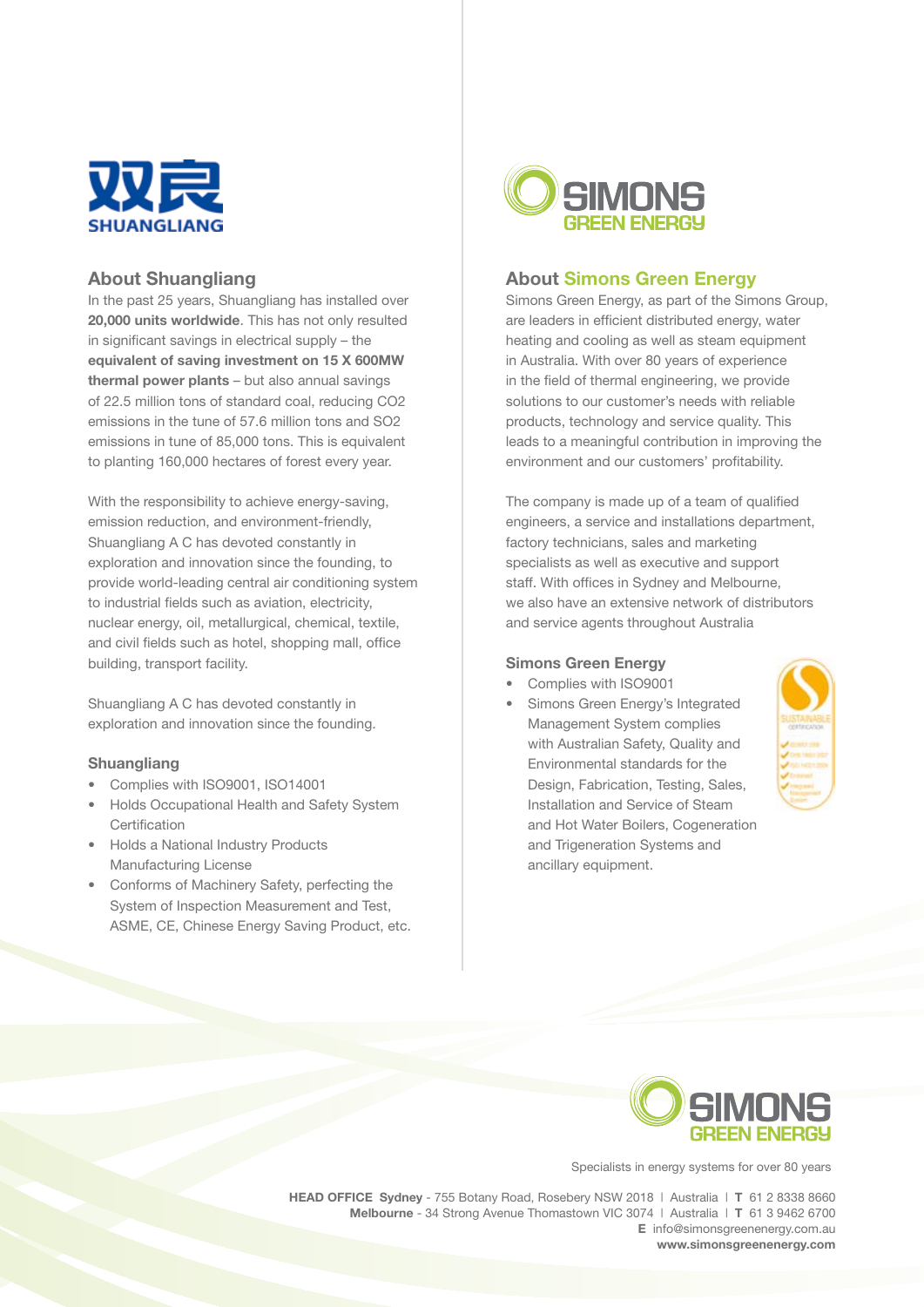双良

SHUANGLIANG

## About Shuangliang

In the past 25 years, Shuangliang has installed over **20,000 units worldwide**. This has not only resulted in significant savings in electrical supply – the **equivalent of saving investment on 15 X 600MW thermal power plants** – but also annual savings of 22.5 million tons of standard coal, reducing $CO_2$ emissions in the tune of 57.6 million tons and $SO_2$ emissions in tune of 85,000 tons. This is equivalent to planting 160,000 hectares of forest every year.

With the responsibility to achieve energy-saving, emission reduction, and environment-friendly, Shuangliang A C has devoted constantly in exploration and innovation since the founding, to provide world-leading central air conditioning system to industrial fields such as aviation, electricity, nuclear energy, oil, metallurgical, chemical, textile, and civil fields such as hotel, shopping mall, office building, transport facility.

Shuangliang A C has devoted constantly in exploration and innovation since the founding.

### Shuangliang

- Complies with ISO9001, ISO14001
- Holds Occupational Health and Safety System Certification
- Holds a National Industry Products Manufacturing License
- Conforms of Machinery Safety, perfecting the System of Inspection Measurement and Test, ASME, CE, Chinese Energy Saving Product, etc.

SIMONS GREEN ENERGY

## About Simons Green Energy

Simons Green Energy, as part of the Simons Group, are leaders in efficient distributed energy, water heating and cooling as well as steam equipment in Australia. With over 80 years of experience in the field of thermal engineering, we provide solutions to our customer's needs with reliable products, technology and service quality. This leads to a meaningful contribution in improving the environment and our customers' profitability.

The company is made up of a team of qualified engineers, a service and installations department, factory technicians, sales and marketing specialists as well as executive and support staff. With offices in Sydney and Melbourne, we also have an extensive network of distributors and service agents throughout Australia

### Simons Green Energy

- Complies with ISO9001
- Simons Green Energy's Integrated Management System complies with Australian Safety, Quality and Environmental standards for the Design, Fabrication, Testing, Sales, Installation and Service of Steam and Hot Water Boilers, Cogeneration and Trigeneration Systems and ancillary equipment.

SIMONS GREEN ENERGY

Specialists in energy systems for over 80 years

**HEAD OFFICE Sydney** - 755 Botany Road, Rosebery NSW 2018 | Australia | **T** 61 2 8338 8660
**Melbourne** - 34 Strong Avenue Thomastown VIC 3074 | Australia | **T** 61 3 9462 6700
**E** info@simonsgreenenergy.com.au
**www.simonsgreenenergy.com**